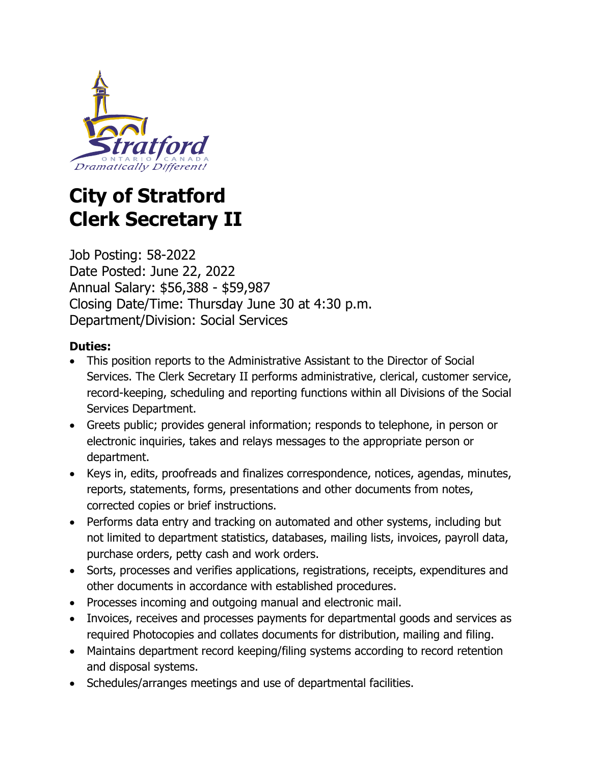# City of Stratford
# Clerk Secretary II

Job Posting: 58-2022
Date Posted: June 22, 2022
Annual Salary: $56,388 - $59,987
Closing Date/Time: Thursday June 30 at 4:30 p.m.
Department/Division: Social Services

**Duties:**

- This position reports to the Administrative Assistant to the Director of Social Services. The Clerk Secretary II performs administrative, clerical, customer service, record-keeping, scheduling and reporting functions within all Divisions of the Social Services Department.
- Greets public; provides general information; responds to telephone, in person or electronic inquiries, takes and relays messages to the appropriate person or department.
- Keys in, edits, proofreads and finalizes correspondence, notices, agendas, minutes, reports, statements, forms, presentations and other documents from notes, corrected copies or brief instructions.
- Performs data entry and tracking on automated and other systems, including but not limited to department statistics, databases, mailing lists, invoices, payroll data, purchase orders, petty cash and work orders.
- Sorts, processes and verifies applications, registrations, receipts, expenditures and other documents in accordance with established procedures.
- Processes incoming and outgoing manual and electronic mail.
- Invoices, receives and processes payments for departmental goods and services as required Photocopies and collates documents for distribution, mailing and filing.
- Maintains department record keeping/filing systems according to record retention and disposal systems.
- Schedules/arranges meetings and use of departmental facilities.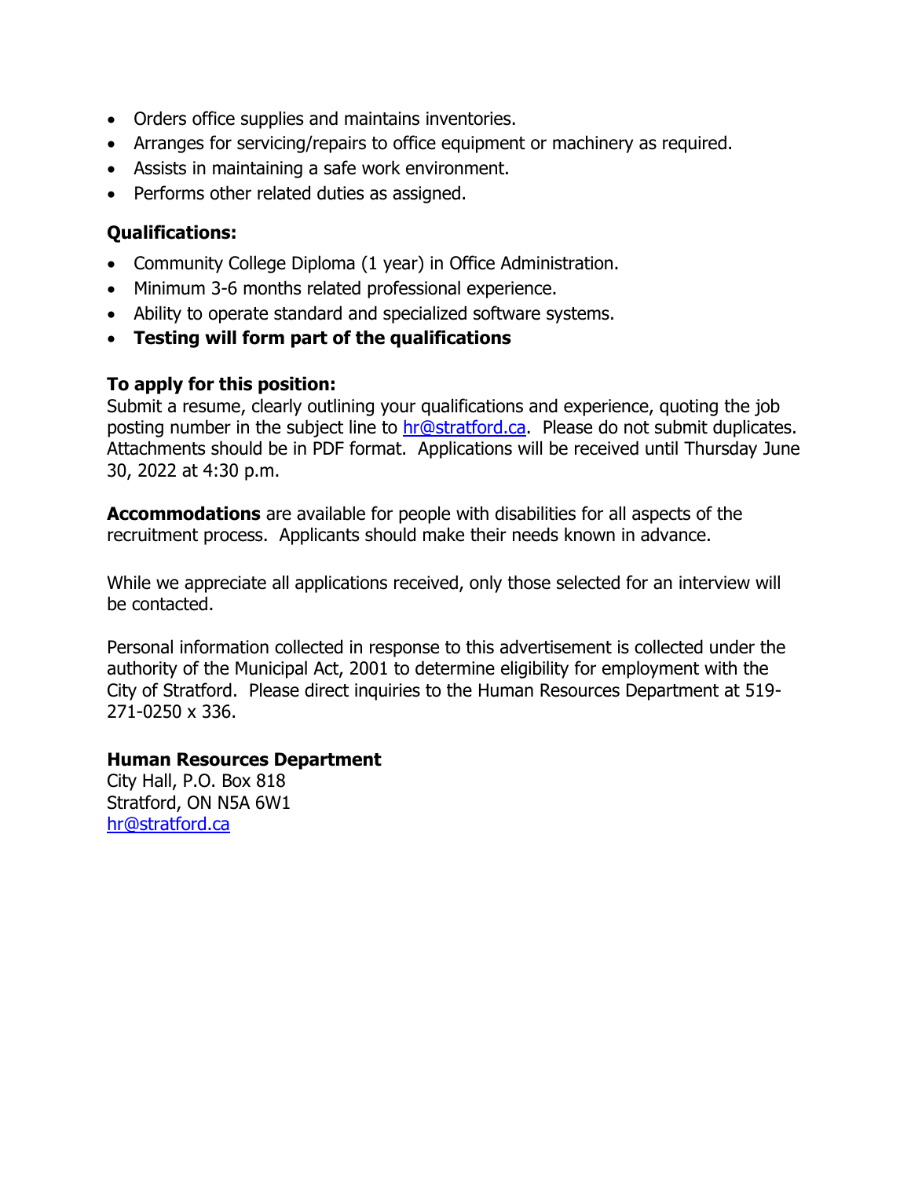- Orders office supplies and maintains inventories.
- Arranges for servicing/repairs to office equipment or machinery as required.
- Assists in maintaining a safe work environment.
- Performs other related duties as assigned.

**Qualifications:**

- Community College Diploma (1 year) in Office Administration.
- Minimum 3-6 months related professional experience.
- Ability to operate standard and specialized software systems.
- **Testing will form part of the qualifications**

**To apply for this position:**
Submit a resume, clearly outlining your qualifications and experience, quoting the job posting number in the subject line to hr@stratford.ca. Please do not submit duplicates. Attachments should be in PDF format. Applications will be received until Thursday June 30, 2022 at 4:30 p.m.

**Accommodations** are available for people with disabilities for all aspects of the recruitment process. Applicants should make their needs known in advance.

While we appreciate all applications received, only those selected for an interview will be contacted.

Personal information collected in response to this advertisement is collected under the authority of the Municipal Act, 2001 to determine eligibility for employment with the City of Stratford. Please direct inquiries to the Human Resources Department at 519-271-0250 x 336.

**Human Resources Department**
City Hall, P.O. Box 818
Stratford, ON N5A 6W1
hr@stratford.ca